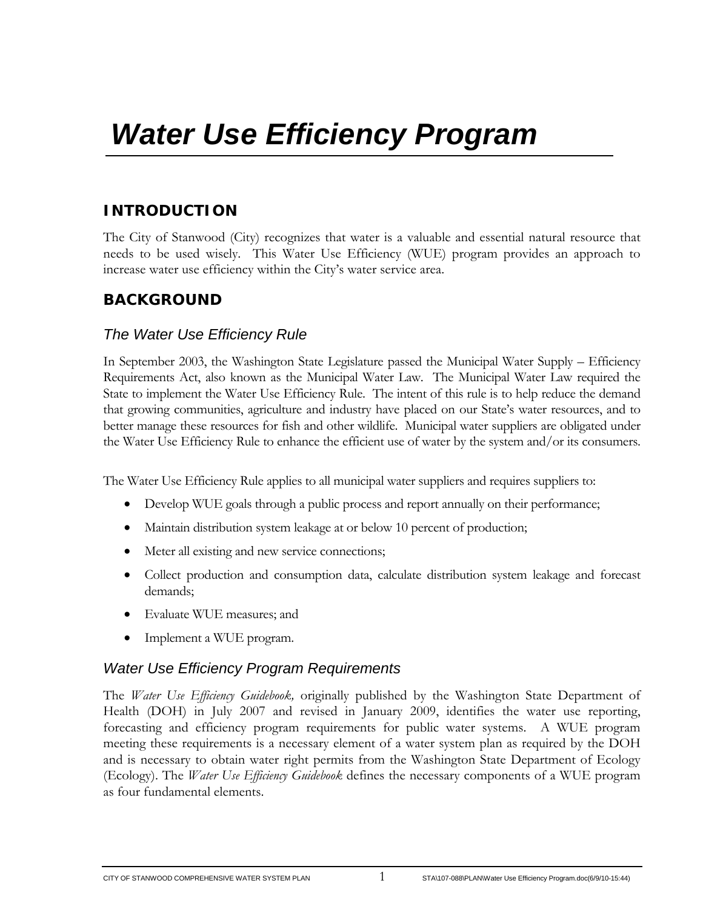# Water Use Efficiency Program

## INTRODUCTION

The City of Stanwood (City) recognizes that water is a valuable and essential natural resource that needs to be used wisely. This Water Use Efficiency (WUE) program provides an approach to increase water use efficiency within the City's water service area.

## BACKGROUND

### *The Water Use Efficiency Rule*

In September 2003, the Washington State Legislature passed the Municipal Water Supply – Efficiency Requirements Act, also known as the Municipal Water Law. The Municipal Water Law required the State to implement the Water Use Efficiency Rule. The intent of this rule is to help reduce the demand that growing communities, agriculture and industry have placed on our State's water resources, and to better manage these resources for fish and other wildlife. Municipal water suppliers are obligated under the Water Use Efficiency Rule to enhance the efficient use of water by the system and/or its consumers.

The Water Use Efficiency Rule applies to all municipal water suppliers and requires suppliers to:

- Develop WUE goals through a public process and report annually on their performance;
- Maintain distribution system leakage at or below 10 percent of production;
- Meter all existing and new service connections;
- Collect production and consumption data, calculate distribution system leakage and forecast demands;
- Evaluate WUE measures; and
- Implement a WUE program.

### *Water Use Efficiency Program Requirements*

The *Water Use Efficiency Guidebook,* originally published by the Washington State Department of Health (DOH) in July 2007 and revised in January 2009, identifies the water use reporting, forecasting and efficiency program requirements for public water systems. A WUE program meeting these requirements is a necessary element of a water system plan as required by the DOH and is necessary to obtain water right permits from the Washington State Department of Ecology (Ecology). The *Water Use Efficiency Guidebook* defines the necessary components of a WUE program as four fundamental elements.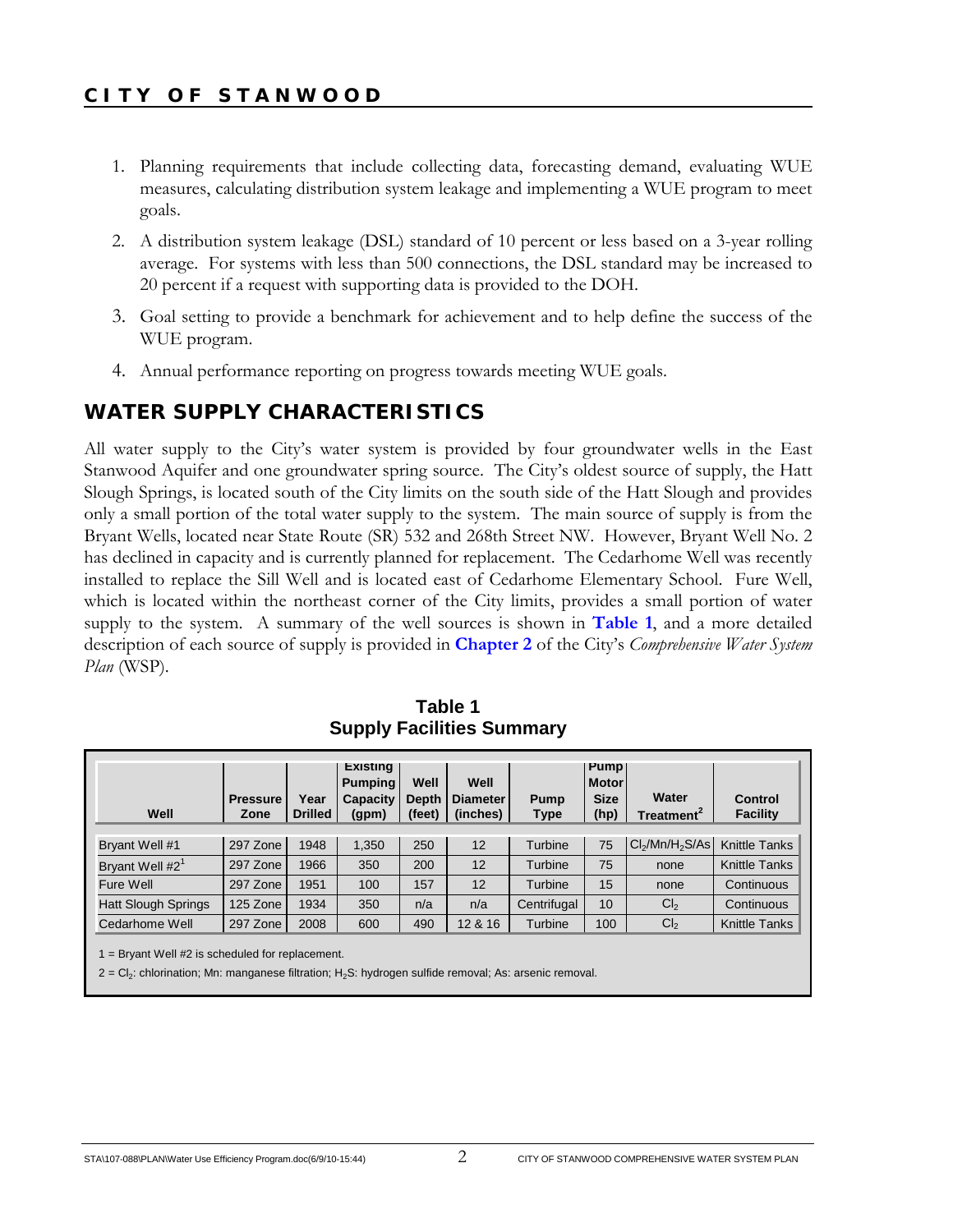1. Planning requirements that include collecting data, forecasting demand, evaluating WUE measures, calculating distribution system leakage and implementing a WUE program to meet goals.

2. A distribution system leakage (DSL) standard of 10 percent or less based on a 3-year rolling average. For systems with less than 500 connections, the DSL standard may be increased to 20 percent if a request with supporting data is provided to the DOH.

3. Goal setting to provide a benchmark for achievement and to help define the success of the WUE program.

4. Annual performance reporting on progress towards meeting WUE goals.

## WATER SUPPLY CHARACTERISTICS

All water supply to the City's water system is provided by four groundwater wells in the East Stanwood Aquifer and one groundwater spring source. The City's oldest source of supply, the Hatt Slough Springs, is located south of the City limits on the south side of the Hatt Slough and provides only a small portion of the total water supply to the system. The main source of supply is from the Bryant Wells, located near State Route (SR) 532 and 268th Street NW. However, Bryant Well No. 2 has declined in capacity and is currently planned for replacement. The Cedarhome Well was recently installed to replace the Sill Well and is located east of Cedarhome Elementary School. Fure Well, which is located within the northeast corner of the City limits, provides a small portion of water supply to the system. A summary of the well sources is shown in **Table 1**, and a more detailed description of each source of supply is provided in **Chapter 2** of the City's *Comprehensive Water System Plan* (WSP).

**Table 1**
**Supply Facilities Summary**

| Well | Pressure Zone | Year Drilled | Existing Pumping Capacity (gpm) | Well Depth (feet) | Well Diameter (inches) | Pump Type | Pump Motor Size (hp) | Water Treatment[2] | Control Facility |
|---|---|---|---|---|---|---|---|---|---|
| Bryant Well #1 | 297 Zone | 1948 | 1,350 | 250 | 12 | Turbine | 75 | $Cl_2$/Mn/$H_2S$/As | Knittle Tanks |
| Bryant Well #2[1] | 297 Zone | 1966 | 350 | 200 | 12 | Turbine | 75 | none | Knittle Tanks |
| Fure Well | 297 Zone | 1951 | 100 | 157 | 12 | Turbine | 15 | none | Continuous |
| Hatt Slough Springs | 125 Zone | 1934 | 350 | n/a | n/a | Centrifugal | 10 | $Cl_2$ | Continuous |
| Cedarhome Well | 297 Zone | 2008 | 600 | 490 | 12 & 16 | Turbine | 100 | $Cl_2$ | Knittle Tanks |

1 = Bryant Well #2 is scheduled for replacement.

2 = $Cl_2$: chlorination; Mn: manganese filtration; $H_2S$: hydrogen sulfide removal; As: arsenic removal.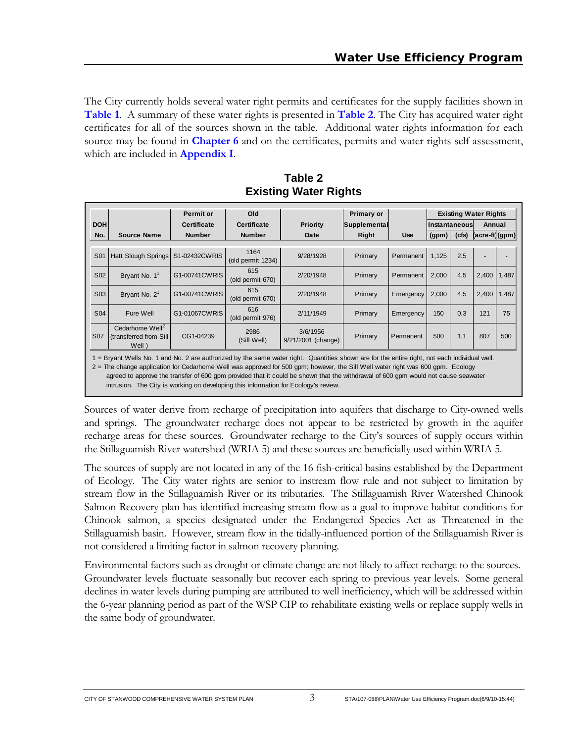The City currently holds several water right permits and certificates for the supply facilities shown in **Table 1**. A summary of these water rights is presented in **Table 2**. The City has acquired water right certificates for all of the sources shown in the table. Additional water rights information for each source may be found in **Chapter 6** and on the certificates, permits and water rights self assessment, which are included in **Appendix I**.

## Table 2
## Existing Water Rights

| DOH No. | Source Name | Permit or Certificate Number | Old Certificate Number | Priority Date | Primary or Supplemental Right | Use | Existing Water Rights Instantaneous (gpm) | Instantaneous (cfs) | Annual (acre-ft) | Annual (gpm) |
|---|---|---|---|---|---|---|---|---|---|---|
| S01 | Hatt Slough Springs | S1-02432CWRIS | 1164 (old permit 1234) | 9/28/1928 | Primary | Permanent | 1,125 | 2.5 | - | - |
| S02 | Bryant No. 1[1] | G1-00741CWRIS | 615 (old permit 670) | 2/20/1948 | Primary | Permanent | 2,000 | 4.5 | 2,400 | 1,487 |
| S03 | Bryant No. 2[1] | G1-00741CWRIS | 615 (old permit 670) | 2/20/1948 | Primary | Emergency | 2,000 | 4.5 | 2,400 | 1,487 |
| S04 | Fure Well | G1-01067CWRIS | 616 (old permit 976) | 2/11/1949 | Primary | Emergency | 150 | 0.3 | 121 | 75 |
| S07 | Cedarhome Well[2] (transferred from Sill Well ) | CG1-04239 | 2986 (Sill Well) | 3/6/1956 9/21/2001 (change) | Primary | Permanent | 500 | 1.1 | 807 | 500 |

1 = Bryant Wells No. 1 and No. 2 are authorized by the same water right. Quantities shown are for the entire right, not each individual well.
2 = The change application for Cedarhome Well was approved for 500 gpm; however, the Sill Well water right was 600 gpm. Ecology agreed to approve the transfer of 600 gpm provided that it could be shown that the withdrawal of 600 gpm would not cause seawater intrusion. The City is working on developing this information for Ecology's review.

Sources of water derive from recharge of precipitation into aquifers that discharge to City-owned wells and springs. The groundwater recharge does not appear to be restricted by growth in the aquifer recharge areas for these sources. Groundwater recharge to the City's sources of supply occurs within the Stillaguamish River watershed (WRIA 5) and these sources are beneficially used within WRIA 5.

The sources of supply are not located in any of the 16 fish-critical basins established by the Department of Ecology. The City water rights are senior to instream flow rule and not subject to limitation by stream flow in the Stillaguamish River or its tributaries. The Stillaguamish River Watershed Chinook Salmon Recovery plan has identified increasing stream flow as a goal to improve habitat conditions for Chinook salmon, a species designated under the Endangered Species Act as Threatened in the Stillaguamish basin. However, stream flow in the tidally-influenced portion of the Stillaguamish River is not considered a limiting factor in salmon recovery planning.

Environmental factors such as drought or climate change are not likely to affect recharge to the sources. Groundwater levels fluctuate seasonally but recover each spring to previous year levels. Some general declines in water levels during pumping are attributed to well inefficiency, which will be addressed within the 6-year planning period as part of the WSP CIP to rehabilitate existing wells or replace supply wells in the same body of groundwater.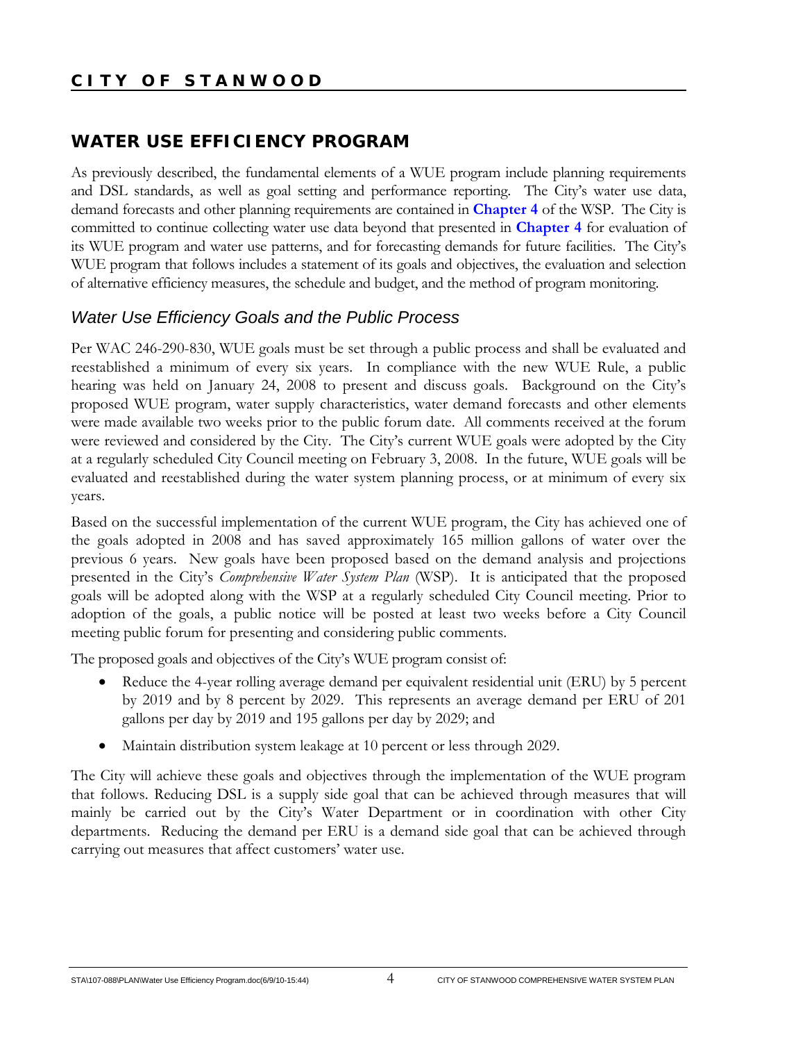## WATER USE EFFICIENCY PROGRAM

As previously described, the fundamental elements of a WUE program include planning requirements and DSL standards, as well as goal setting and performance reporting. The City's water use data, demand forecasts and other planning requirements are contained in **Chapter 4** of the WSP. The City is committed to continue collecting water use data beyond that presented in **Chapter 4** for evaluation of its WUE program and water use patterns, and for forecasting demands for future facilities. The City's WUE program that follows includes a statement of its goals and objectives, the evaluation and selection of alternative efficiency measures, the schedule and budget, and the method of program monitoring.

### *Water Use Efficiency Goals and the Public Process*

Per WAC 246-290-830, WUE goals must be set through a public process and shall be evaluated and reestablished a minimum of every six years. In compliance with the new WUE Rule, a public hearing was held on January 24, 2008 to present and discuss goals. Background on the City's proposed WUE program, water supply characteristics, water demand forecasts and other elements were made available two weeks prior to the public forum date. All comments received at the forum were reviewed and considered by the City. The City's current WUE goals were adopted by the City at a regularly scheduled City Council meeting on February 3, 2008. In the future, WUE goals will be evaluated and reestablished during the water system planning process, or at minimum of every six years.

Based on the successful implementation of the current WUE program, the City has achieved one of the goals adopted in 2008 and has saved approximately 165 million gallons of water over the previous 6 years. New goals have been proposed based on the demand analysis and projections presented in the City's *Comprehensive Water System Plan* (WSP). It is anticipated that the proposed goals will be adopted along with the WSP at a regularly scheduled City Council meeting. Prior to adoption of the goals, a public notice will be posted at least two weeks before a City Council meeting public forum for presenting and considering public comments.

The proposed goals and objectives of the City's WUE program consist of:

- Reduce the 4-year rolling average demand per equivalent residential unit (ERU) by 5 percent by 2019 and by 8 percent by 2029. This represents an average demand per ERU of 201 gallons per day by 2019 and 195 gallons per day by 2029; and
- Maintain distribution system leakage at 10 percent or less through 2029.

The City will achieve these goals and objectives through the implementation of the WUE program that follows. Reducing DSL is a supply side goal that can be achieved through measures that will mainly be carried out by the City's Water Department or in coordination with other City departments. Reducing the demand per ERU is a demand side goal that can be achieved through carrying out measures that affect customers' water use.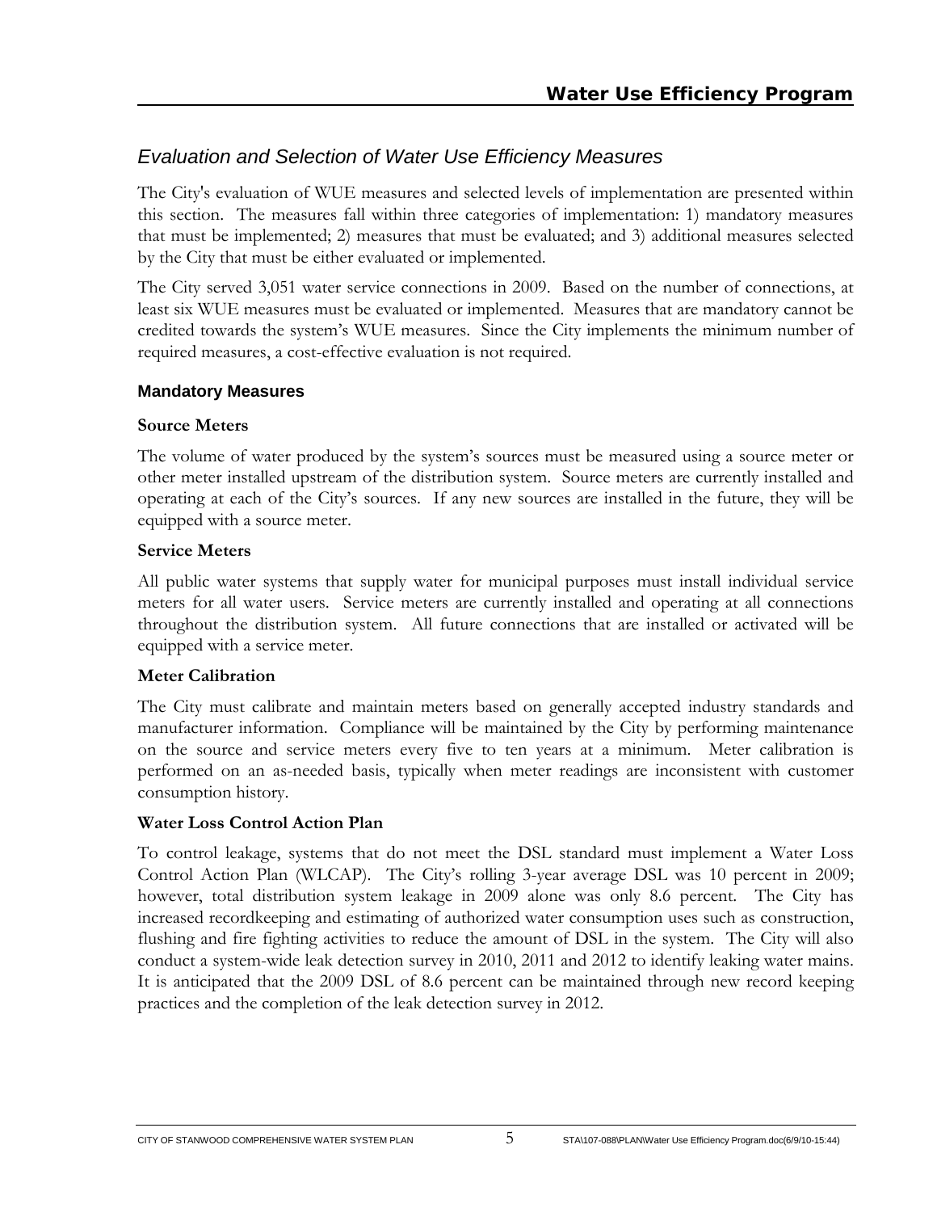## Evaluation and Selection of Water Use Efficiency Measures

The City's evaluation of WUE measures and selected levels of implementation are presented within this section. The measures fall within three categories of implementation: 1) mandatory measures that must be implemented; 2) measures that must be evaluated; and 3) additional measures selected by the City that must be either evaluated or implemented.

The City served 3,051 water service connections in 2009. Based on the number of connections, at least six WUE measures must be evaluated or implemented. Measures that are mandatory cannot be credited towards the system's WUE measures. Since the City implements the minimum number of required measures, a cost-effective evaluation is not required.

### Mandatory Measures

**Source Meters**

The volume of water produced by the system's sources must be measured using a source meter or other meter installed upstream of the distribution system. Source meters are currently installed and operating at each of the City's sources. If any new sources are installed in the future, they will be equipped with a source meter.

**Service Meters**

All public water systems that supply water for municipal purposes must install individual service meters for all water users. Service meters are currently installed and operating at all connections throughout the distribution system. All future connections that are installed or activated will be equipped with a service meter.

**Meter Calibration**

The City must calibrate and maintain meters based on generally accepted industry standards and manufacturer information. Compliance will be maintained by the City by performing maintenance on the source and service meters every five to ten years at a minimum. Meter calibration is performed on an as-needed basis, typically when meter readings are inconsistent with customer consumption history.

**Water Loss Control Action Plan**

To control leakage, systems that do not meet the DSL standard must implement a Water Loss Control Action Plan (WLCAP). The City's rolling 3-year average DSL was 10 percent in 2009; however, total distribution system leakage in 2009 alone was only 8.6 percent. The City has increased recordkeeping and estimating of authorized water consumption uses such as construction, flushing and fire fighting activities to reduce the amount of DSL in the system. The City will also conduct a system-wide leak detection survey in 2010, 2011 and 2012 to identify leaking water mains. It is anticipated that the 2009 DSL of 8.6 percent can be maintained through new record keeping practices and the completion of the leak detection survey in 2012.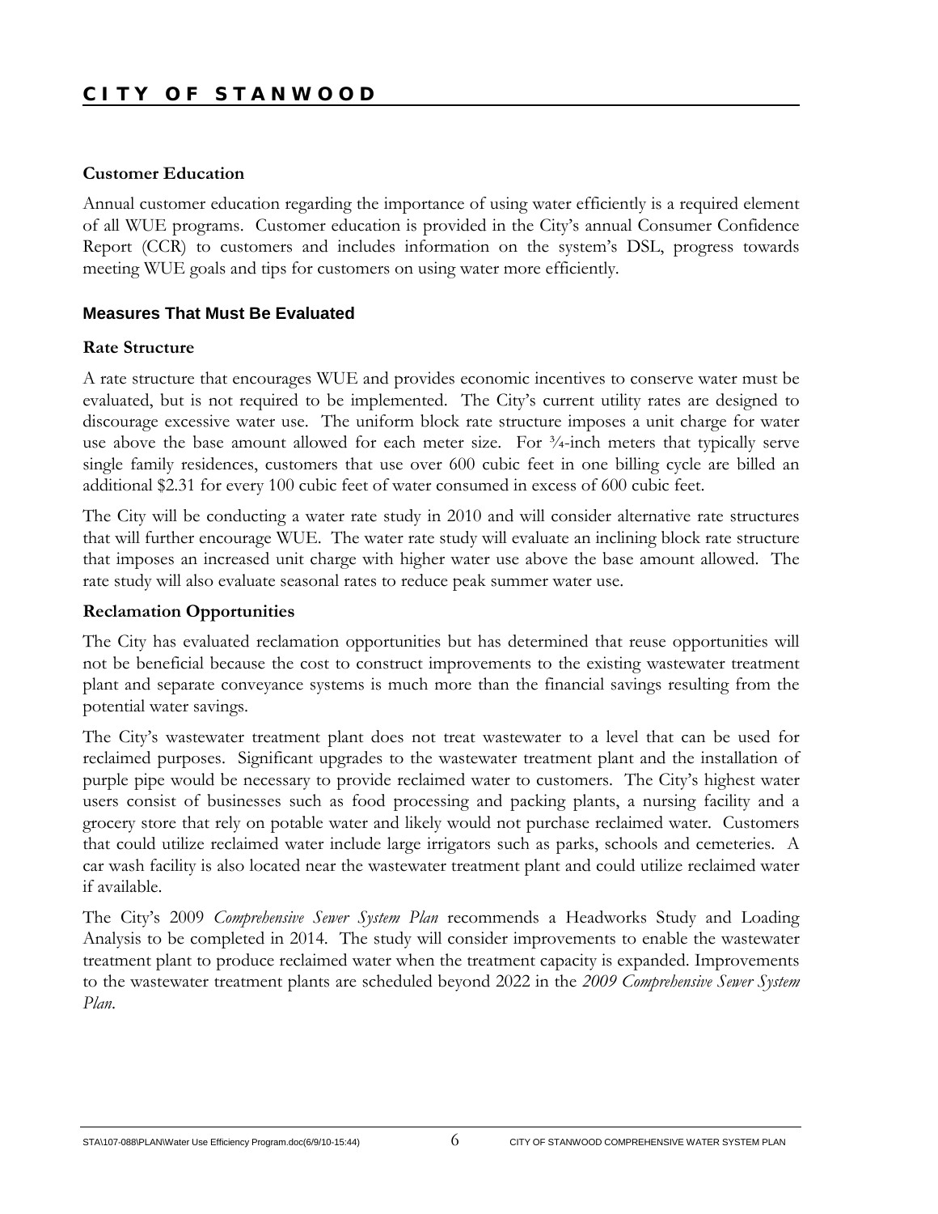### Customer Education

Annual customer education regarding the importance of using water efficiently is a required element of all WUE programs. Customer education is provided in the City's annual Consumer Confidence Report (CCR) to customers and includes information on the system's DSL, progress towards meeting WUE goals and tips for customers on using water more efficiently.

## Measures That Must Be Evaluated

### Rate Structure

A rate structure that encourages WUE and provides economic incentives to conserve water must be evaluated, but is not required to be implemented. The City's current utility rates are designed to discourage excessive water use. The uniform block rate structure imposes a unit charge for water use above the base amount allowed for each meter size. For ¾-inch meters that typically serve single family residences, customers that use over 600 cubic feet in one billing cycle are billed an additional $2.31 for every 100 cubic feet of water consumed in excess of 600 cubic feet.

The City will be conducting a water rate study in 2010 and will consider alternative rate structures that will further encourage WUE. The water rate study will evaluate an inclining block rate structure that imposes an increased unit charge with higher water use above the base amount allowed. The rate study will also evaluate seasonal rates to reduce peak summer water use.

### Reclamation Opportunities

The City has evaluated reclamation opportunities but has determined that reuse opportunities will not be beneficial because the cost to construct improvements to the existing wastewater treatment plant and separate conveyance systems is much more than the financial savings resulting from the potential water savings.

The City's wastewater treatment plant does not treat wastewater to a level that can be used for reclaimed purposes. Significant upgrades to the wastewater treatment plant and the installation of purple pipe would be necessary to provide reclaimed water to customers. The City's highest water users consist of businesses such as food processing and packing plants, a nursing facility and a grocery store that rely on potable water and likely would not purchase reclaimed water. Customers that could utilize reclaimed water include large irrigators such as parks, schools and cemeteries. A car wash facility is also located near the wastewater treatment plant and could utilize reclaimed water if available.

The City's 2009 *Comprehensive Sewer System Plan* recommends a Headworks Study and Loading Analysis to be completed in 2014. The study will consider improvements to enable the wastewater treatment plant to produce reclaimed water when the treatment capacity is expanded. Improvements to the wastewater treatment plants are scheduled beyond 2022 in the *2009 Comprehensive Sewer System Plan*.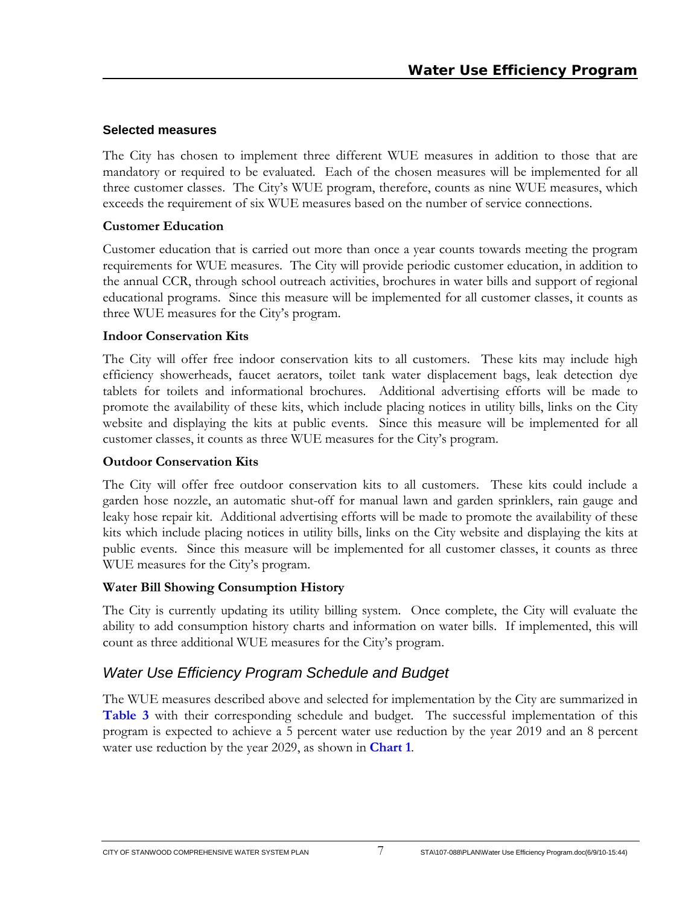### Selected measures

The City has chosen to implement three different WUE measures in addition to those that are mandatory or required to be evaluated. Each of the chosen measures will be implemented for all three customer classes. The City's WUE program, therefore, counts as nine WUE measures, which exceeds the requirement of six WUE measures based on the number of service connections.

**Customer Education**

Customer education that is carried out more than once a year counts towards meeting the program requirements for WUE measures. The City will provide periodic customer education, in addition to the annual CCR, through school outreach activities, brochures in water bills and support of regional educational programs. Since this measure will be implemented for all customer classes, it counts as three WUE measures for the City's program.

**Indoor Conservation Kits**

The City will offer free indoor conservation kits to all customers. These kits may include high efficiency showerheads, faucet aerators, toilet tank water displacement bags, leak detection dye tablets for toilets and informational brochures. Additional advertising efforts will be made to promote the availability of these kits, which include placing notices in utility bills, links on the City website and displaying the kits at public events. Since this measure will be implemented for all customer classes, it counts as three WUE measures for the City's program.

**Outdoor Conservation Kits**

The City will offer free outdoor conservation kits to all customers. These kits could include a garden hose nozzle, an automatic shut-off for manual lawn and garden sprinklers, rain gauge and leaky hose repair kit. Additional advertising efforts will be made to promote the availability of these kits which include placing notices in utility bills, links on the City website and displaying the kits at public events. Since this measure will be implemented for all customer classes, it counts as three WUE measures for the City's program.

**Water Bill Showing Consumption History**

The City is currently updating its utility billing system. Once complete, the City will evaluate the ability to add consumption history charts and information on water bills. If implemented, this will count as three additional WUE measures for the City's program.

## *Water Use Efficiency Program Schedule and Budget*

The WUE measures described above and selected for implementation by the City are summarized in **Table 3** with their corresponding schedule and budget. The successful implementation of this program is expected to achieve a 5 percent water use reduction by the year 2019 and an 8 percent water use reduction by the year 2029, as shown in **Chart 1**.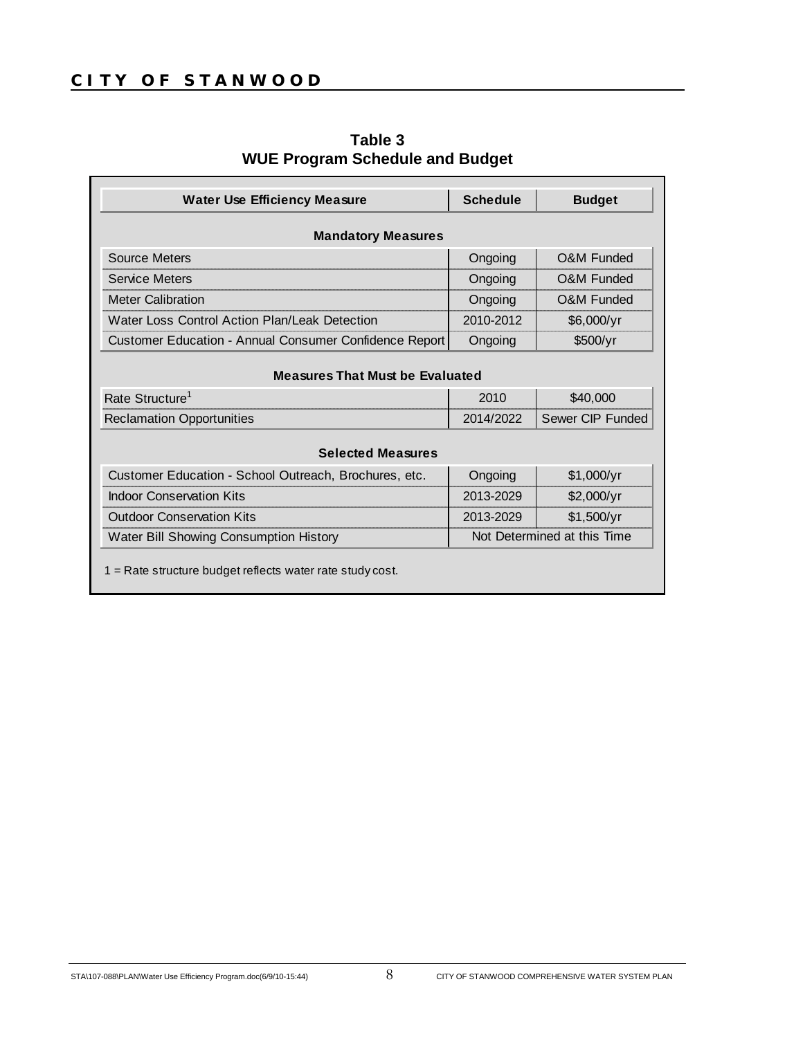**Table 3**
**WUE Program Schedule and Budget**

| Water Use Efficiency Measure | Schedule | Budget |
|---|---|---|
| **Mandatory Measures** | | |
| Source Meters | Ongoing | O&M Funded |
| Service Meters | Ongoing | O&M Funded |
| Meter Calibration | Ongoing | O&M Funded |
| Water Loss Control Action Plan/Leak Detection | 2010-2012 | $6,000/yr |
| Customer Education - Annual Consumer Confidence Report | Ongoing | $500/yr |
| **Measures That Must be Evaluated** | | |
| Rate Structure[1] | 2010 | $40,000 |
| Reclamation Opportunities | 2014/2022 | Sewer CIP Funded |
| **Selected Measures** | | |
| Customer Education - School Outreach, Brochures, etc. | Ongoing | $1,000/yr |
| Indoor Conservation Kits | 2013-2029 | $2,000/yr |
| Outdoor Conservation Kits | 2013-2029 | $1,500/yr |
| Water Bill Showing Consumption History | Not Determined at this Time | |

1 = Rate structure budget reflects water rate study cost.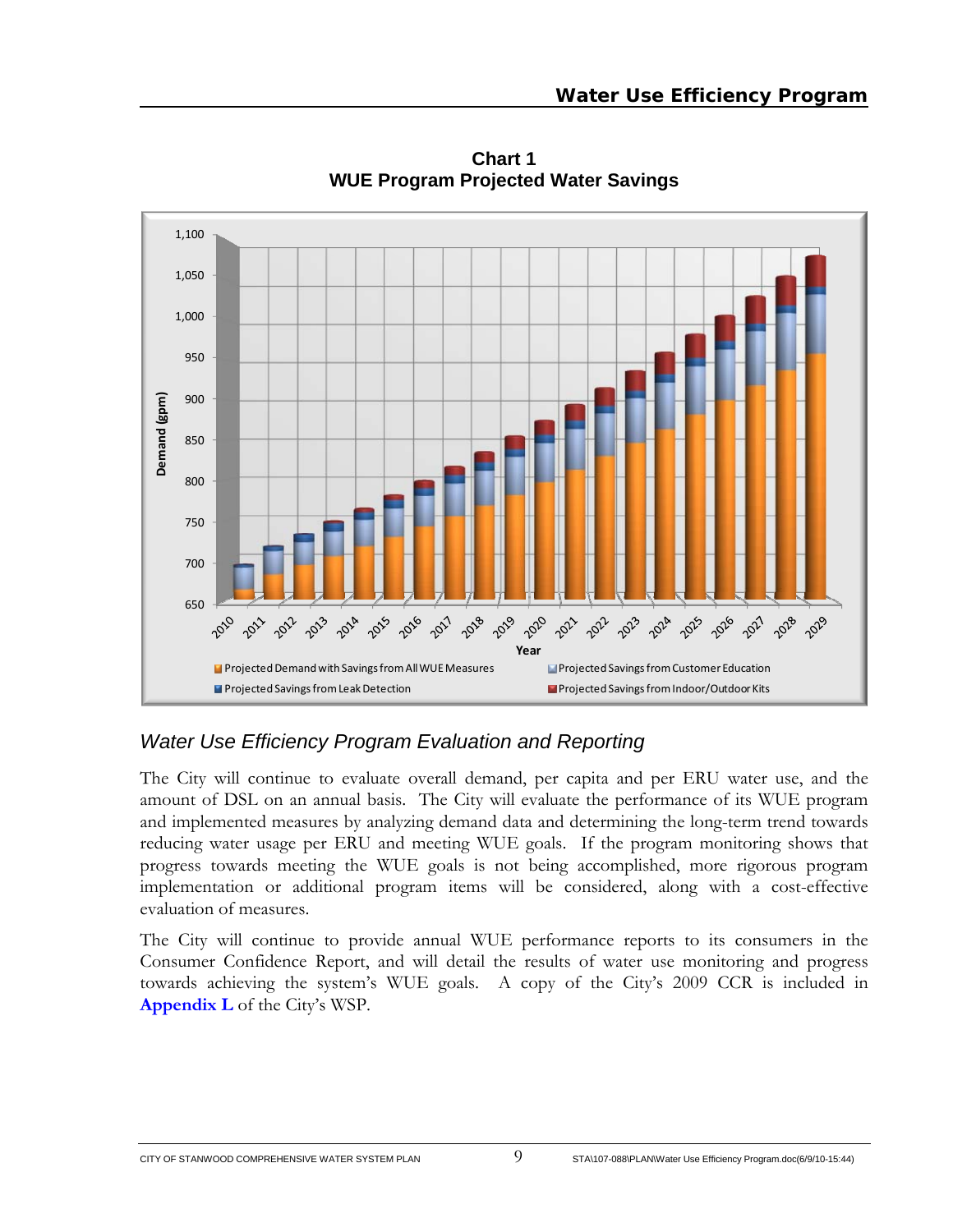**Chart 1**
**WUE Program Projected Water Savings**

1,100
1,050
1,000
950
900
850
800
750
700
650

Demand (gpm)

2010 2011 2012 2013 2014 2015 2016 2017 2018 2019 2020 2021 2022 2023 2024 2025 2026 2027 2028 2029

Year

Projected Demand with Savings from All WUE Measures
Projected Savings from Customer Education
Projected Savings from Leak Detection
Projected Savings from Indoor/Outdoor Kits

## *Water Use Efficiency Program Evaluation and Reporting*

The City will continue to evaluate overall demand, per capita and per ERU water use, and the amount of DSL on an annual basis. The City will evaluate the performance of its WUE program and implemented measures by analyzing demand data and determining the long-term trend towards reducing water usage per ERU and meeting WUE goals. If the program monitoring shows that progress towards meeting the WUE goals is not being accomplished, more rigorous program implementation or additional program items will be considered, along with a cost-effective evaluation of measures.

The City will continue to provide annual WUE performance reports to its consumers in the Consumer Confidence Report, and will detail the results of water use monitoring and progress towards achieving the system's WUE goals. A copy of the City's 2009 CCR is included in **Appendix L** of the City's WSP.